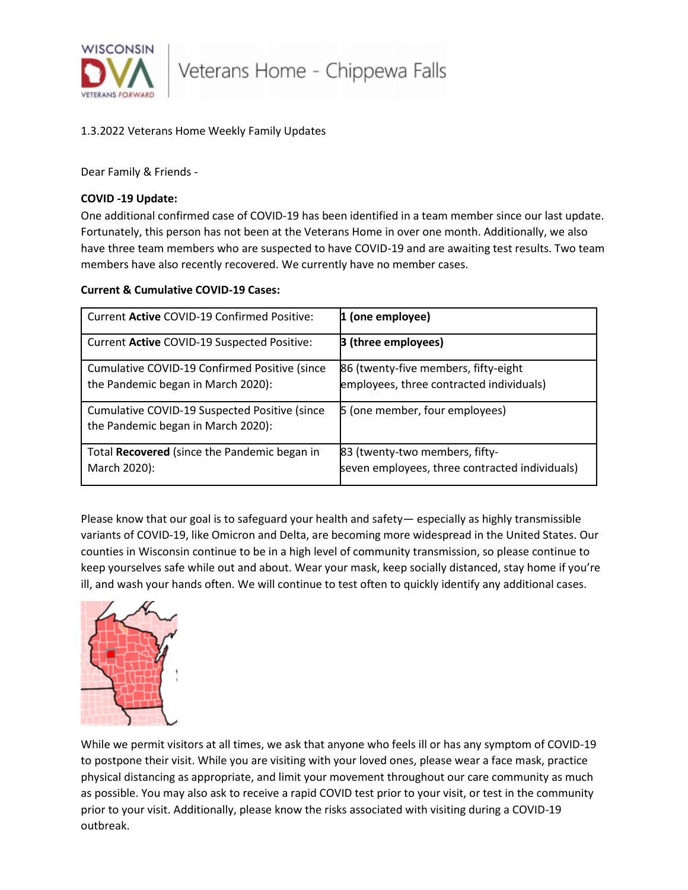1.3.2022 Veterans Home Weekly Family Updates

Dear Family & Friends -

**COVID -19 Update:**

One additional confirmed case of COVID-19 has been identified in a team member since our last update. Fortunately, this person has not been at the Veterans Home in over one month. Additionally, we also have three team members who are suspected to have COVID-19 and are awaiting test results. Two team members have also recently recovered. We currently have no member cases.

**Current & Cumulative COVID-19 Cases:**

| | |
|---|---|
| Current **Active** COVID-19 Confirmed Positive: | **1 (one employee)** |
| Current **Active** COVID-19 Suspected Positive: | **3 (three employees)** |
| Cumulative COVID-19 Confirmed Positive (since the Pandemic began in March 2020): | 86 (twenty-five members, fifty-eight employees, three contracted individuals) |
| Cumulative COVID-19 Suspected Positive (since the Pandemic began in March 2020): | 5 (one member, four employees) |
| Total **Recovered** (since the Pandemic began in March 2020): | 83 (twenty-two members, fifty-seven employees, three contracted individuals) |

Please know that our goal is to safeguard your health and safety— especially as highly transmissible variants of COVID-19, like Omicron and Delta, are becoming more widespread in the United States. Our counties in Wisconsin continue to be in a high level of community transmission, so please continue to keep yourselves safe while out and about. Wear your mask, keep socially distanced, stay home if you're ill, and wash your hands often. We will continue to test often to quickly identify any additional cases.

While we permit visitors at all times, we ask that anyone who feels ill or has any symptom of COVID-19 to postpone their visit. While you are visiting with your loved ones, please wear a face mask, practice physical distancing as appropriate, and limit your movement throughout our care community as much as possible. You may also ask to receive a rapid COVID test prior to your visit, or test in the community prior to your visit. Additionally, please know the risks associated with visiting during a COVID-19 outbreak.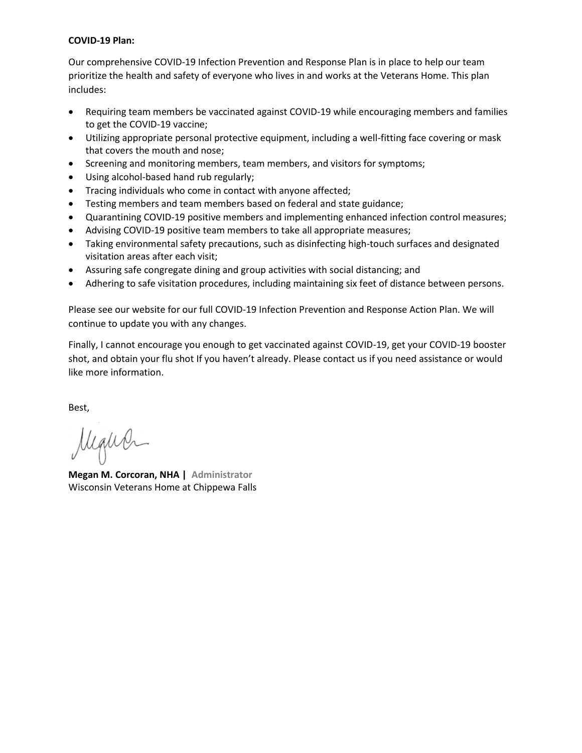**COVID-19 Plan:**

Our comprehensive COVID-19 Infection Prevention and Response Plan is in place to help our team prioritize the health and safety of everyone who lives in and works at the Veterans Home. This plan includes:

- Requiring team members be vaccinated against COVID-19 while encouraging members and families to get the COVID-19 vaccine;
- Utilizing appropriate personal protective equipment, including a well-fitting face covering or mask that covers the mouth and nose;
- Screening and monitoring members, team members, and visitors for symptoms;
- Using alcohol-based hand rub regularly;
- Tracing individuals who come in contact with anyone affected;
- Testing members and team members based on federal and state guidance;
- Quarantining COVID-19 positive members and implementing enhanced infection control measures;
- Advising COVID-19 positive team members to take all appropriate measures;
- Taking environmental safety precautions, such as disinfecting high-touch surfaces and designated visitation areas after each visit;
- Assuring safe congregate dining and group activities with social distancing; and
- Adhering to safe visitation procedures, including maintaining six feet of distance between persons.

Please see our website for our full COVID-19 Infection Prevention and Response Action Plan. We will continue to update you with any changes.

Finally, I cannot encourage you enough to get vaccinated against COVID-19, get your COVID-19 booster shot, and obtain your flu shot If you haven't already. Please contact us if you need assistance or would like more information.

Best,

**Megan M. Corcoran, NHA |** **Administrator**
Wisconsin Veterans Home at Chippewa Falls